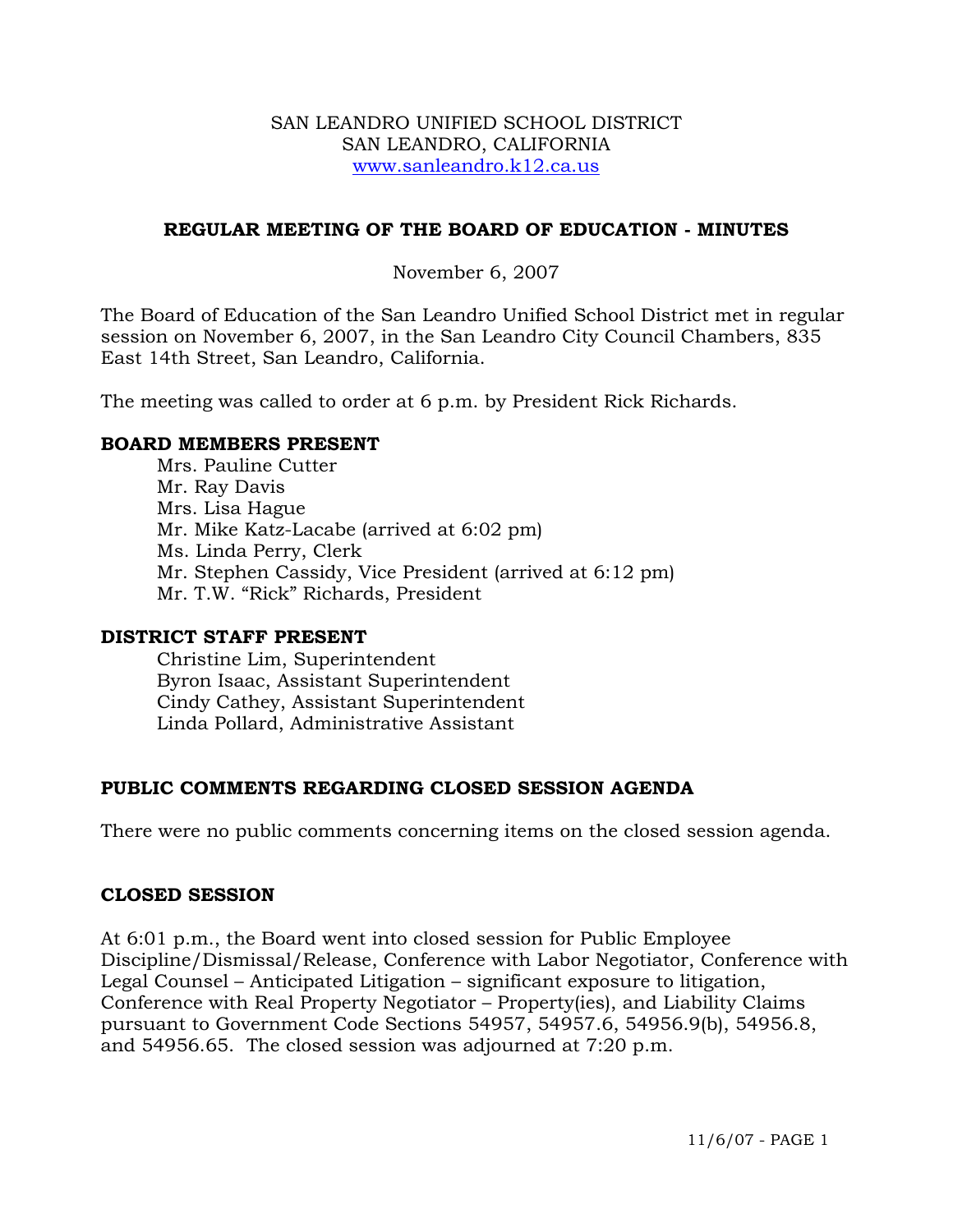SAN LEANDRO UNIFIED SCHOOL DISTRICT
SAN LEANDRO, CALIFORNIA
www.sanleandro.k12.ca.us

## REGULAR MEETING OF THE BOARD OF EDUCATION - MINUTES

November 6, 2007

The Board of Education of the San Leandro Unified School District met in regular session on November 6, 2007, in the San Leandro City Council Chambers, 835 East 14th Street, San Leandro, California.

The meeting was called to order at 6 p.m. by President Rick Richards.

### BOARD MEMBERS PRESENT

Mrs. Pauline Cutter
Mr. Ray Davis
Mrs. Lisa Hague
Mr. Mike Katz-Lacabe (arrived at 6:02 pm)
Ms. Linda Perry, Clerk
Mr. Stephen Cassidy, Vice President (arrived at 6:12 pm)
Mr. T.W. "Rick" Richards, President

### DISTRICT STAFF PRESENT

Christine Lim, Superintendent
Byron Isaac, Assistant Superintendent
Cindy Cathey, Assistant Superintendent
Linda Pollard, Administrative Assistant

### PUBLIC COMMENTS REGARDING CLOSED SESSION AGENDA

There were no public comments concerning items on the closed session agenda.

### CLOSED SESSION

At 6:01 p.m., the Board went into closed session for Public Employee Discipline/Dismissal/Release, Conference with Labor Negotiator, Conference with Legal Counsel – Anticipated Litigation – significant exposure to litigation, Conference with Real Property Negotiator – Property(ies), and Liability Claims pursuant to Government Code Sections 54957, 54957.6, 54956.9(b), 54956.8, and 54956.65. The closed session was adjourned at 7:20 p.m.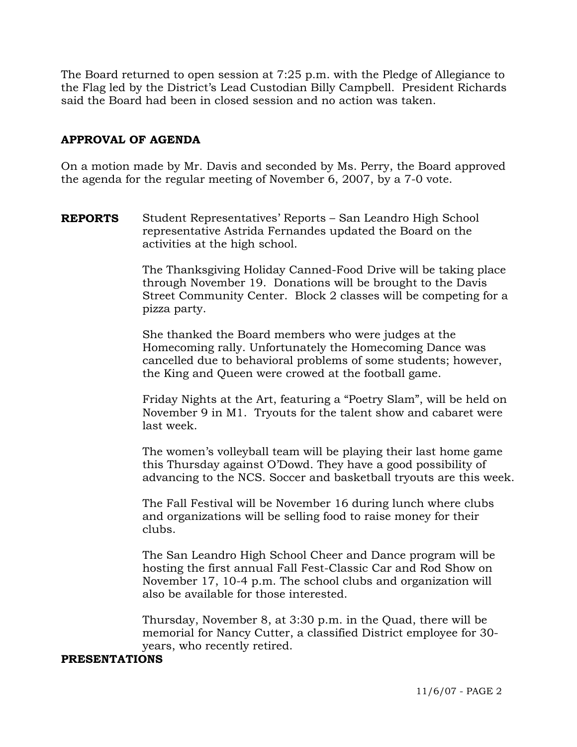The Board returned to open session at 7:25 p.m. with the Pledge of Allegiance to the Flag led by the District's Lead Custodian Billy Campbell. President Richards said the Board had been in closed session and no action was taken.

## APPROVAL OF AGENDA

On a motion made by Mr. Davis and seconded by Ms. Perry, the Board approved the agenda for the regular meeting of November 6, 2007, by a 7-0 vote.

**REPORTS** Student Representatives' Reports – San Leandro High School representative Astrida Fernandes updated the Board on the activities at the high school.

The Thanksgiving Holiday Canned-Food Drive will be taking place through November 19. Donations will be brought to the Davis Street Community Center. Block 2 classes will be competing for a pizza party.

She thanked the Board members who were judges at the Homecoming rally. Unfortunately the Homecoming Dance was cancelled due to behavioral problems of some students; however, the King and Queen were crowed at the football game.

Friday Nights at the Art, featuring a "Poetry Slam", will be held on November 9 in M1. Tryouts for the talent show and cabaret were last week.

The women's volleyball team will be playing their last home game this Thursday against O'Dowd. They have a good possibility of advancing to the NCS. Soccer and basketball tryouts are this week.

The Fall Festival will be November 16 during lunch where clubs and organizations will be selling food to raise money for their clubs.

The San Leandro High School Cheer and Dance program will be hosting the first annual Fall Fest-Classic Car and Rod Show on November 17, 10-4 p.m. The school clubs and organization will also be available for those interested.

Thursday, November 8, at 3:30 p.m. in the Quad, there will be memorial for Nancy Cutter, a classified District employee for 30-years, who recently retired.

**PRESENTATIONS**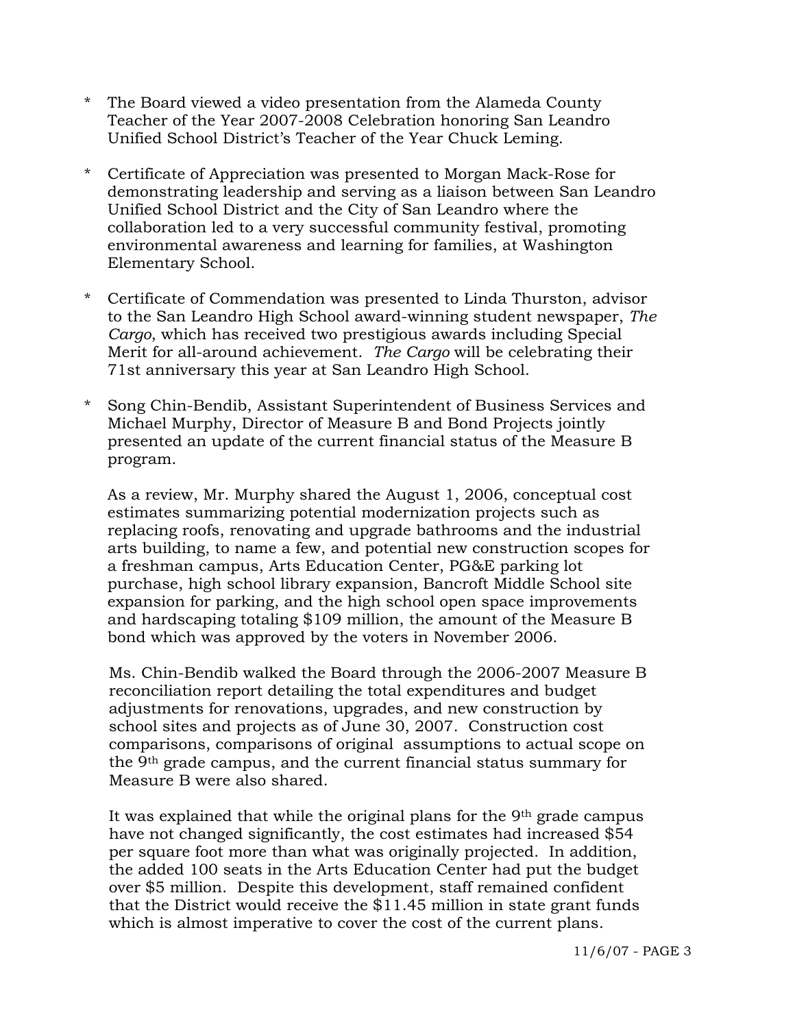* The Board viewed a video presentation from the Alameda County Teacher of the Year 2007-2008 Celebration honoring San Leandro Unified School District's Teacher of the Year Chuck Leming.

* Certificate of Appreciation was presented to Morgan Mack-Rose for demonstrating leadership and serving as a liaison between San Leandro Unified School District and the City of San Leandro where the collaboration led to a very successful community festival, promoting environmental awareness and learning for families, at Washington Elementary School.

* Certificate of Commendation was presented to Linda Thurston, advisor to the San Leandro High School award-winning student newspaper, *The Cargo*, which has received two prestigious awards including Special Merit for all-around achievement. *The Cargo* will be celebrating their 71st anniversary this year at San Leandro High School.

* Song Chin-Bendib, Assistant Superintendent of Business Services and Michael Murphy, Director of Measure B and Bond Projects jointly presented an update of the current financial status of the Measure B program.

  As a review, Mr. Murphy shared the August 1, 2006, conceptual cost estimates summarizing potential modernization projects such as replacing roofs, renovating and upgrade bathrooms and the industrial arts building, to name a few, and potential new construction scopes for a freshman campus, Arts Education Center, PG&E parking lot purchase, high school library expansion, Bancroft Middle School site expansion for parking, and the high school open space improvements and hardscaping totaling $109 million, the amount of the Measure B bond which was approved by the voters in November 2006.

  Ms. Chin-Bendib walked the Board through the 2006-2007 Measure B reconciliation report detailing the total expenditures and budget adjustments for renovations, upgrades, and new construction by school sites and projects as of June 30, 2007. Construction cost comparisons, comparisons of original assumptions to actual scope on the 9th grade campus, and the current financial status summary for Measure B were also shared.

  It was explained that while the original plans for the 9th grade campus have not changed significantly, the cost estimates had increased $54 per square foot more than what was originally projected. In addition, the added 100 seats in the Arts Education Center had put the budget over $5 million. Despite this development, staff remained confident that the District would receive the $11.45 million in state grant funds which is almost imperative to cover the cost of the current plans.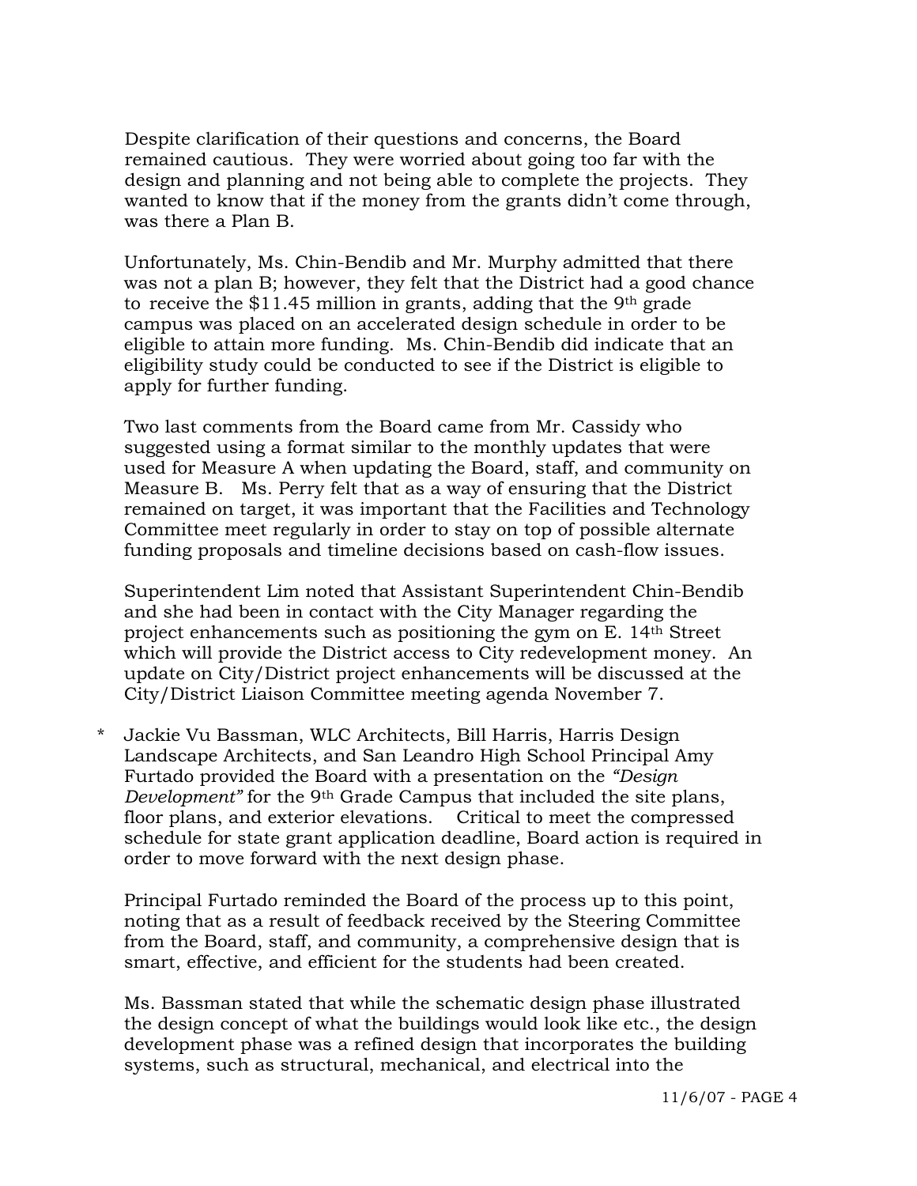Despite clarification of their questions and concerns, the Board remained cautious. They were worried about going too far with the design and planning and not being able to complete the projects. They wanted to know that if the money from the grants didn't come through, was there a Plan B.

Unfortunately, Ms. Chin-Bendib and Mr. Murphy admitted that there was not a plan B; however, they felt that the District had a good chance to receive the $11.45 million in grants, adding that the 9th grade campus was placed on an accelerated design schedule in order to be eligible to attain more funding. Ms. Chin-Bendib did indicate that an eligibility study could be conducted to see if the District is eligible to apply for further funding.

Two last comments from the Board came from Mr. Cassidy who suggested using a format similar to the monthly updates that were used for Measure A when updating the Board, staff, and community on Measure B. Ms. Perry felt that as a way of ensuring that the District remained on target, it was important that the Facilities and Technology Committee meet regularly in order to stay on top of possible alternate funding proposals and timeline decisions based on cash-flow issues.

Superintendent Lim noted that Assistant Superintendent Chin-Bendib and she had been in contact with the City Manager regarding the project enhancements such as positioning the gym on E. 14th Street which will provide the District access to City redevelopment money. An update on City/District project enhancements will be discussed at the City/District Liaison Committee meeting agenda November 7.

\* Jackie Vu Bassman, WLC Architects, Bill Harris, Harris Design Landscape Architects, and San Leandro High School Principal Amy Furtado provided the Board with a presentation on the *"Design Development"* for the 9th Grade Campus that included the site plans, floor plans, and exterior elevations. Critical to meet the compressed schedule for state grant application deadline, Board action is required in order to move forward with the next design phase.

Principal Furtado reminded the Board of the process up to this point, noting that as a result of feedback received by the Steering Committee from the Board, staff, and community, a comprehensive design that is smart, effective, and efficient for the students had been created.

Ms. Bassman stated that while the schematic design phase illustrated the design concept of what the buildings would look like etc., the design development phase was a refined design that incorporates the building systems, such as structural, mechanical, and electrical into the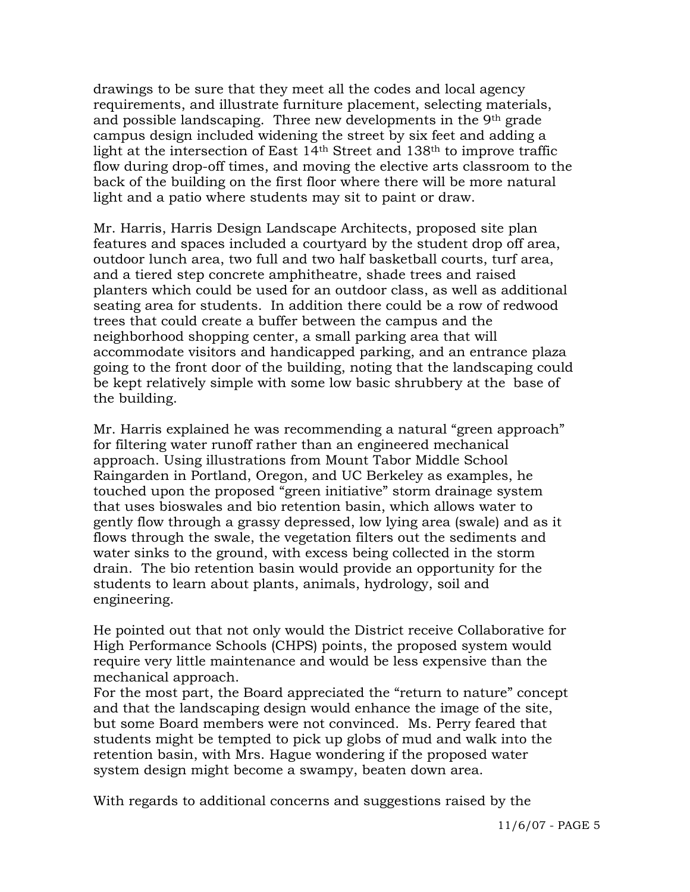drawings to be sure that they meet all the codes and local agency requirements, and illustrate furniture placement, selecting materials, and possible landscaping. Three new developments in the 9th grade campus design included widening the street by six feet and adding a light at the intersection of East 14th Street and 138th to improve traffic flow during drop-off times, and moving the elective arts classroom to the back of the building on the first floor where there will be more natural light and a patio where students may sit to paint or draw.

Mr. Harris, Harris Design Landscape Architects, proposed site plan features and spaces included a courtyard by the student drop off area, outdoor lunch area, two full and two half basketball courts, turf area, and a tiered step concrete amphitheatre, shade trees and raised planters which could be used for an outdoor class, as well as additional seating area for students. In addition there could be a row of redwood trees that could create a buffer between the campus and the neighborhood shopping center, a small parking area that will accommodate visitors and handicapped parking, and an entrance plaza going to the front door of the building, noting that the landscaping could be kept relatively simple with some low basic shrubbery at the base of the building.

Mr. Harris explained he was recommending a natural "green approach" for filtering water runoff rather than an engineered mechanical approach. Using illustrations from Mount Tabor Middle School Raingarden in Portland, Oregon, and UC Berkeley as examples, he touched upon the proposed "green initiative" storm drainage system that uses bioswales and bio retention basin, which allows water to gently flow through a grassy depressed, low lying area (swale) and as it flows through the swale, the vegetation filters out the sediments and water sinks to the ground, with excess being collected in the storm drain. The bio retention basin would provide an opportunity for the students to learn about plants, animals, hydrology, soil and engineering.

He pointed out that not only would the District receive Collaborative for High Performance Schools (CHPS) points, the proposed system would require very little maintenance and would be less expensive than the mechanical approach.
For the most part, the Board appreciated the "return to nature" concept and that the landscaping design would enhance the image of the site, but some Board members were not convinced. Ms. Perry feared that students might be tempted to pick up globs of mud and walk into the retention basin, with Mrs. Hague wondering if the proposed water system design might become a swampy, beaten down area.

With regards to additional concerns and suggestions raised by the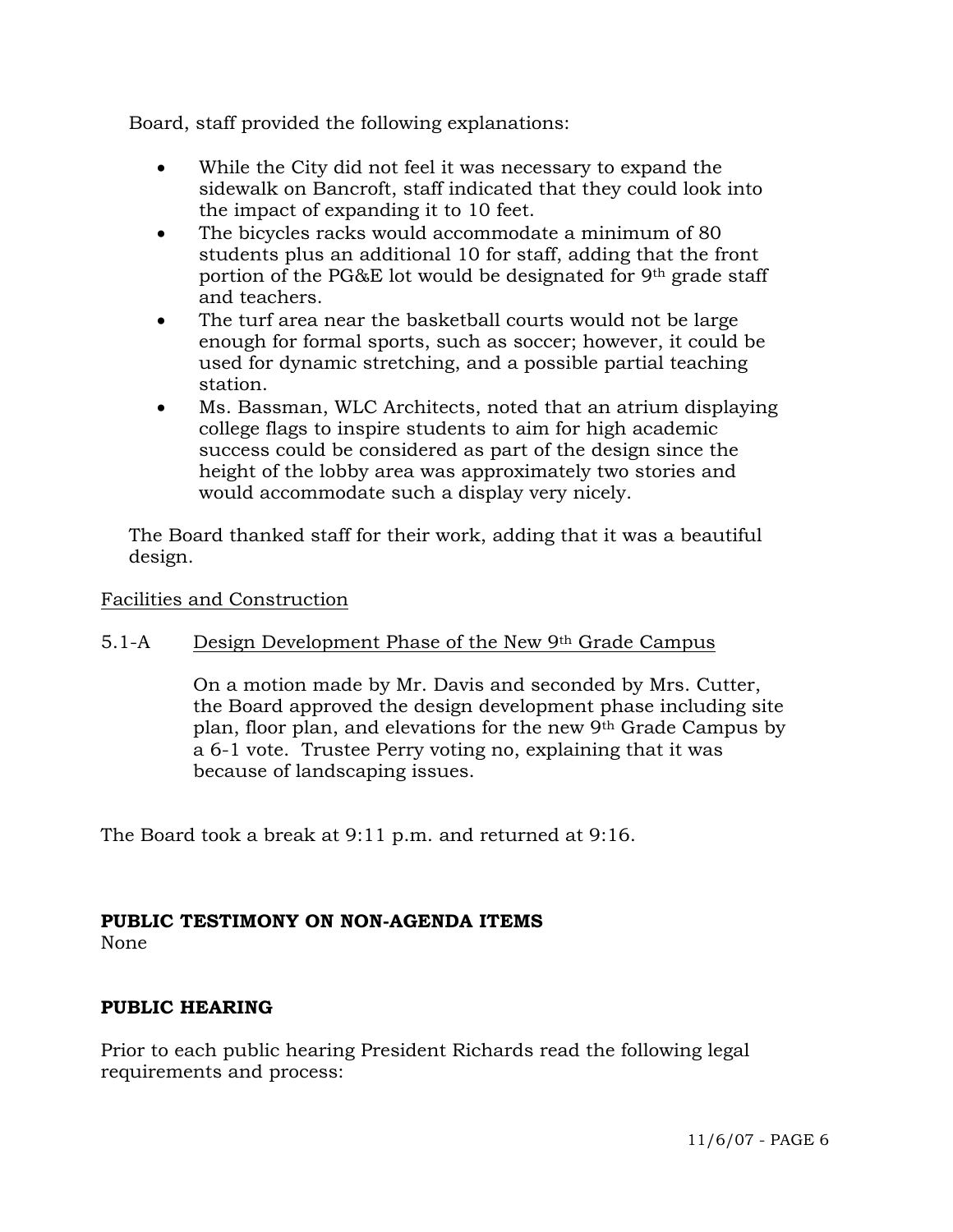Board, staff provided the following explanations:

- While the City did not feel it was necessary to expand the sidewalk on Bancroft, staff indicated that they could look into the impact of expanding it to 10 feet.
- The bicycles racks would accommodate a minimum of 80 students plus an additional 10 for staff, adding that the front portion of the PG&E lot would be designated for 9th grade staff and teachers.
- The turf area near the basketball courts would not be large enough for formal sports, such as soccer; however, it could be used for dynamic stretching, and a possible partial teaching station.
- Ms. Bassman, WLC Architects, noted that an atrium displaying college flags to inspire students to aim for high academic success could be considered as part of the design since the height of the lobby area was approximately two stories and would accommodate such a display very nicely.

The Board thanked staff for their work, adding that it was a beautiful design.

Facilities and Construction

5.1-A Design Development Phase of the New 9th Grade Campus

On a motion made by Mr. Davis and seconded by Mrs. Cutter, the Board approved the design development phase including site plan, floor plan, and elevations for the new 9th Grade Campus by a 6-1 vote. Trustee Perry voting no, explaining that it was because of landscaping issues.

The Board took a break at 9:11 p.m. and returned at 9:16.

**PUBLIC TESTIMONY ON NON-AGENDA ITEMS**

None

**PUBLIC HEARING**

Prior to each public hearing President Richards read the following legal requirements and process: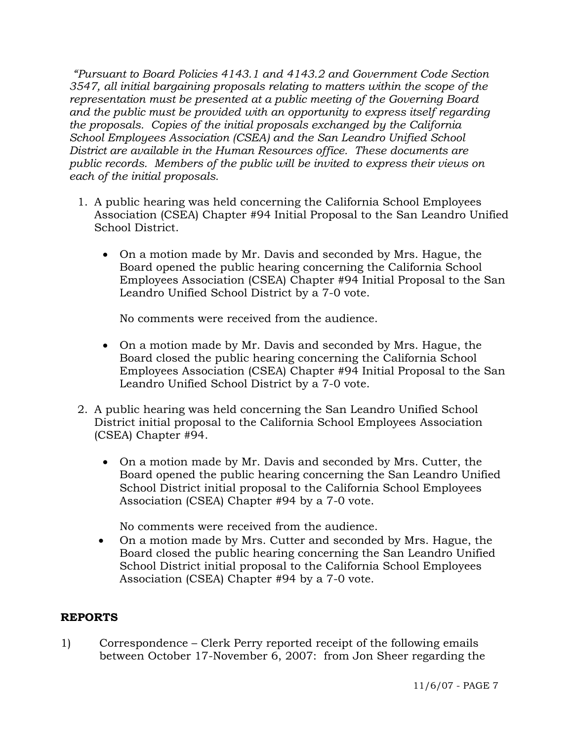*"Pursuant to Board Policies 4143.1 and 4143.2 and Government Code Section 3547, all initial bargaining proposals relating to matters within the scope of the representation must be presented at a public meeting of the Governing Board and the public must be provided with an opportunity to express itself regarding the proposals. Copies of the initial proposals exchanged by the California School Employees Association (CSEA) and the San Leandro Unified School District are available in the Human Resources office. These documents are public records. Members of the public will be invited to express their views on each of the initial proposals.*

1. A public hearing was held concerning the California School Employees Association (CSEA) Chapter #94 Initial Proposal to the San Leandro Unified School District.

   - On a motion made by Mr. Davis and seconded by Mrs. Hague, the Board opened the public hearing concerning the California School Employees Association (CSEA) Chapter #94 Initial Proposal to the San Leandro Unified School District by a 7-0 vote.

     No comments were received from the audience.

   - On a motion made by Mr. Davis and seconded by Mrs. Hague, the Board closed the public hearing concerning the California School Employees Association (CSEA) Chapter #94 Initial Proposal to the San Leandro Unified School District by a 7-0 vote.

2. A public hearing was held concerning the San Leandro Unified School District initial proposal to the California School Employees Association (CSEA) Chapter #94.

   - On a motion made by Mr. Davis and seconded by Mrs. Cutter, the Board opened the public hearing concerning the San Leandro Unified School District initial proposal to the California School Employees Association (CSEA) Chapter #94 by a 7-0 vote.

     No comments were received from the audience.

   - On a motion made by Mrs. Cutter and seconded by Mrs. Hague, the Board closed the public hearing concerning the San Leandro Unified School District initial proposal to the California School Employees Association (CSEA) Chapter #94 by a 7-0 vote.

## REPORTS

1) Correspondence – Clerk Perry reported receipt of the following emails between October 17-November 6, 2007: from Jon Sheer regarding the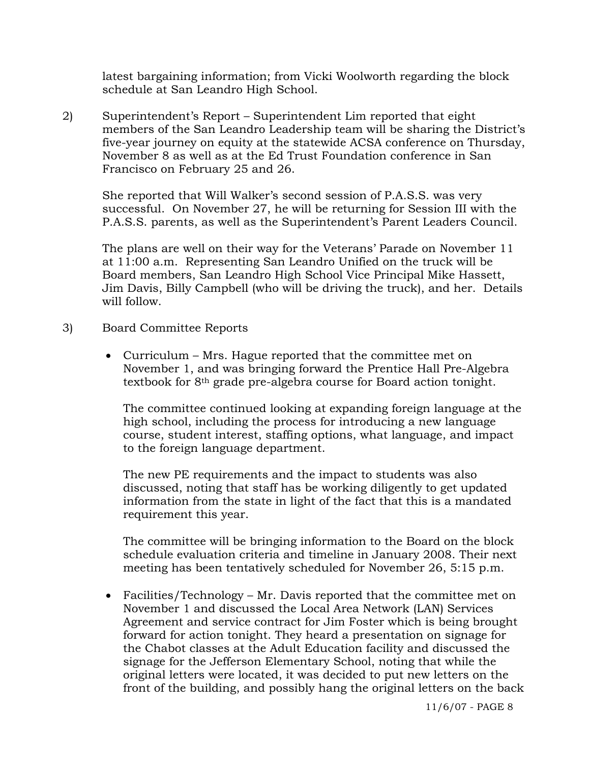latest bargaining information; from Vicki Woolworth regarding the block schedule at San Leandro High School.

2) Superintendent's Report – Superintendent Lim reported that eight members of the San Leandro Leadership team will be sharing the District's five-year journey on equity at the statewide ACSA conference on Thursday, November 8 as well as at the Ed Trust Foundation conference in San Francisco on February 25 and 26.

   She reported that Will Walker's second session of P.A.S.S. was very successful. On November 27, he will be returning for Session III with the P.A.S.S. parents, as well as the Superintendent's Parent Leaders Council.

   The plans are well on their way for the Veterans' Parade on November 11 at 11:00 a.m. Representing San Leandro Unified on the truck will be Board members, San Leandro High School Vice Principal Mike Hassett, Jim Davis, Billy Campbell (who will be driving the truck), and her. Details will follow.

3) Board Committee Reports

   - Curriculum – Mrs. Hague reported that the committee met on November 1, and was bringing forward the Prentice Hall Pre-Algebra textbook for 8th grade pre-algebra course for Board action tonight.

     The committee continued looking at expanding foreign language at the high school, including the process for introducing a new language course, student interest, staffing options, what language, and impact to the foreign language department.

     The new PE requirements and the impact to students was also discussed, noting that staff has be working diligently to get updated information from the state in light of the fact that this is a mandated requirement this year.

     The committee will be bringing information to the Board on the block schedule evaluation criteria and timeline in January 2008. Their next meeting has been tentatively scheduled for November 26, 5:15 p.m.

   - Facilities/Technology – Mr. Davis reported that the committee met on November 1 and discussed the Local Area Network (LAN) Services Agreement and service contract for Jim Foster which is being brought forward for action tonight. They heard a presentation on signage for the Chabot classes at the Adult Education facility and discussed the signage for the Jefferson Elementary School, noting that while the original letters were located, it was decided to put new letters on the front of the building, and possibly hang the original letters on the back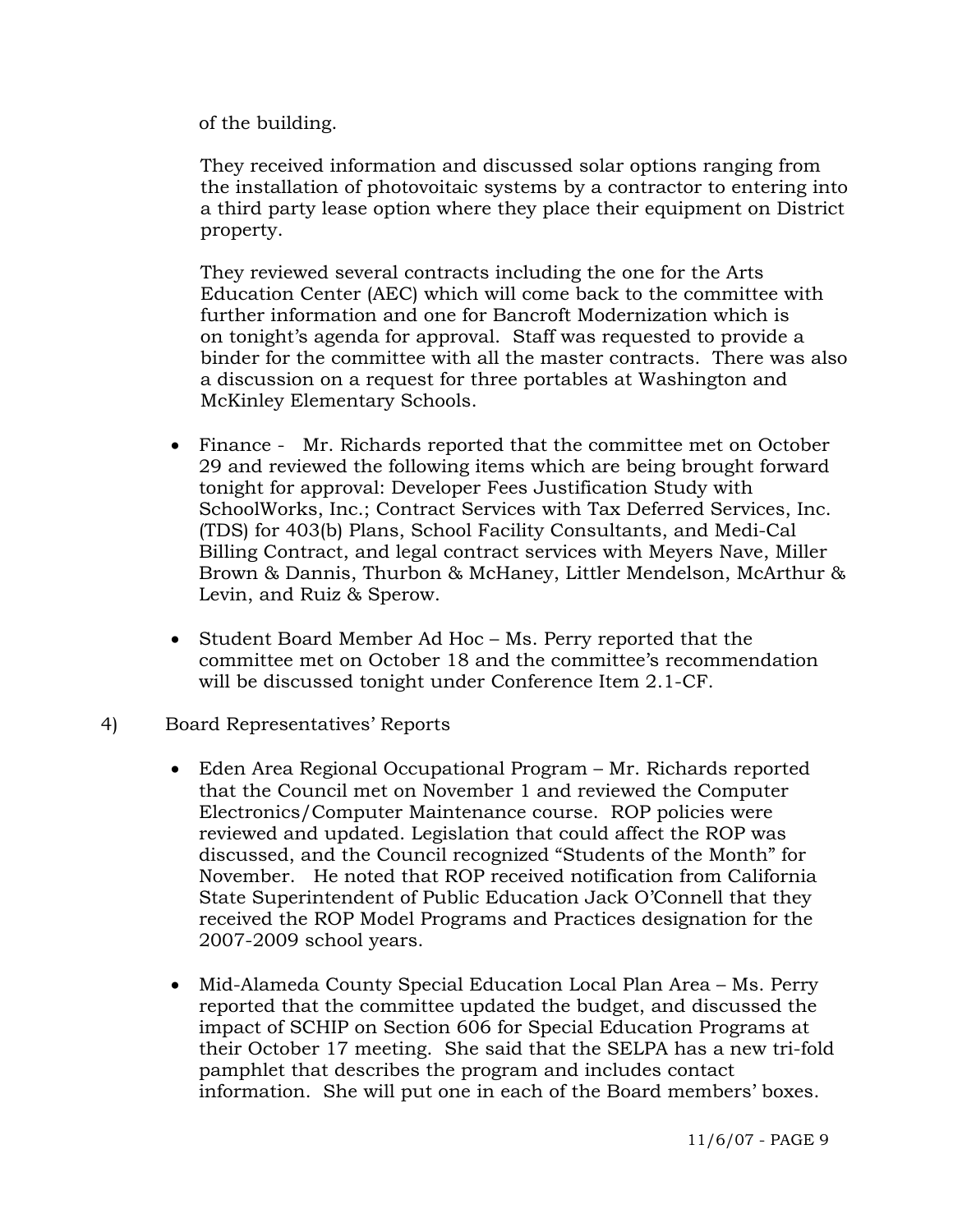of the building.

They received information and discussed solar options ranging from the installation of photovoitaic systems by a contractor to entering into a third party lease option where they place their equipment on District property.

They reviewed several contracts including the one for the Arts Education Center (AEC) which will come back to the committee with further information and one for Bancroft Modernization which is on tonight's agenda for approval. Staff was requested to provide a binder for the committee with all the master contracts. There was also a discussion on a request for three portables at Washington and McKinley Elementary Schools.

- Finance - Mr. Richards reported that the committee met on October 29 and reviewed the following items which are being brought forward tonight for approval: Developer Fees Justification Study with SchoolWorks, Inc.; Contract Services with Tax Deferred Services, Inc. (TDS) for 403(b) Plans, School Facility Consultants, and Medi-Cal Billing Contract, and legal contract services with Meyers Nave, Miller Brown & Dannis, Thurbon & McHaney, Littler Mendelson, McArthur & Levin, and Ruiz & Sperow.

- Student Board Member Ad Hoc – Ms. Perry reported that the committee met on October 18 and the committee's recommendation will be discussed tonight under Conference Item 2.1-CF.

4) Board Representatives' Reports

- Eden Area Regional Occupational Program – Mr. Richards reported that the Council met on November 1 and reviewed the Computer Electronics/Computer Maintenance course. ROP policies were reviewed and updated. Legislation that could affect the ROP was discussed, and the Council recognized "Students of the Month" for November. He noted that ROP received notification from California State Superintendent of Public Education Jack O'Connell that they received the ROP Model Programs and Practices designation for the 2007-2009 school years.

- Mid-Alameda County Special Education Local Plan Area – Ms. Perry reported that the committee updated the budget, and discussed the impact of SCHIP on Section 606 for Special Education Programs at their October 17 meeting. She said that the SELPA has a new tri-fold pamphlet that describes the program and includes contact information. She will put one in each of the Board members' boxes.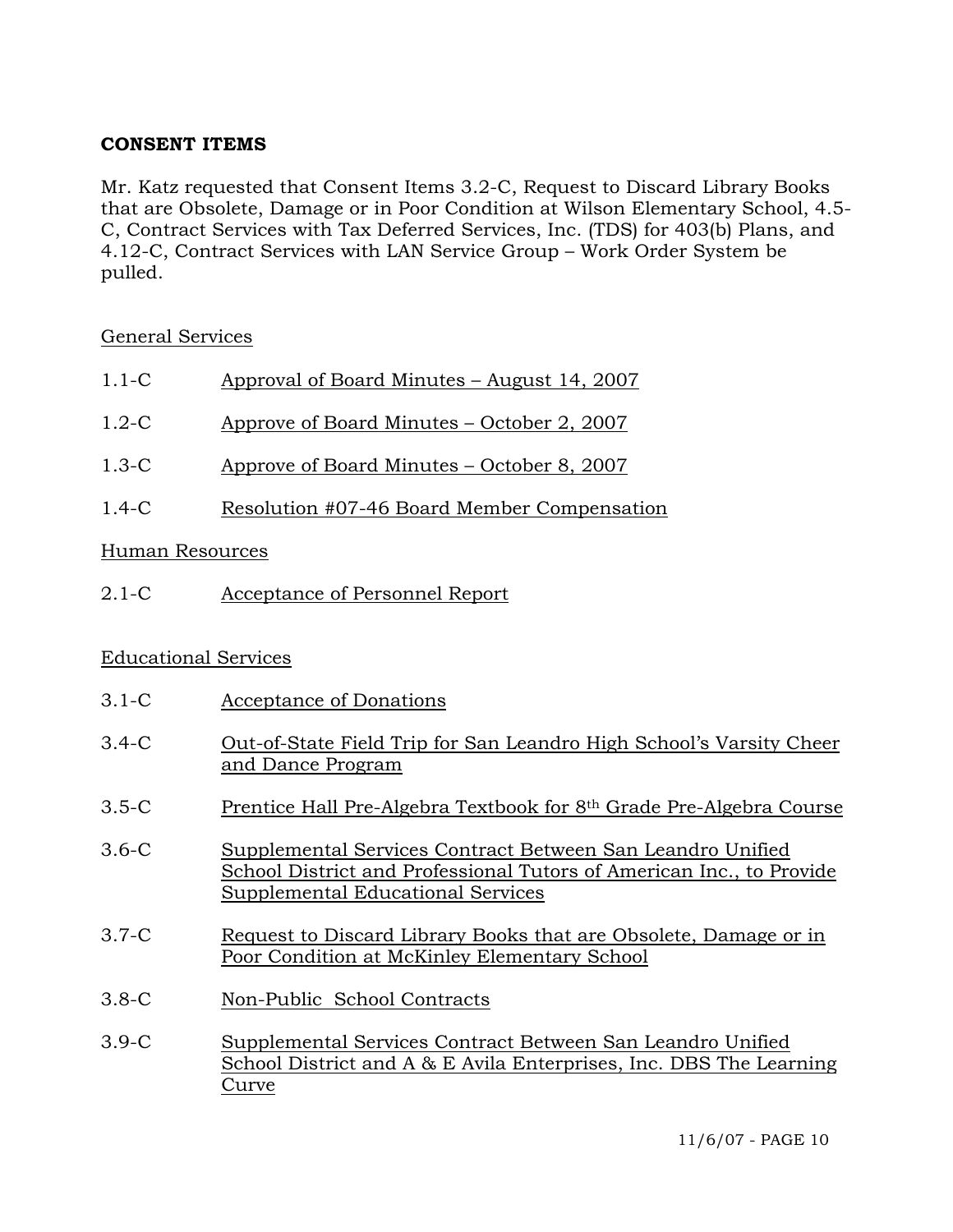**CONSENT ITEMS**

Mr. Katz requested that Consent Items 3.2-C, Request to Discard Library Books that are Obsolete, Damage or in Poor Condition at Wilson Elementary School, 4.5-C, Contract Services with Tax Deferred Services, Inc. (TDS) for 403(b) Plans, and 4.12-C, Contract Services with LAN Service Group – Work Order System be pulled.

General Services

1.1-C Approval of Board Minutes – August 14, 2007

1.2-C Approve of Board Minutes – October 2, 2007

1.3-C Approve of Board Minutes – October 8, 2007

1.4-C Resolution #07-46 Board Member Compensation

Human Resources

2.1-C Acceptance of Personnel Report

Educational Services

3.1-C Acceptance of Donations

3.4-C Out-of-State Field Trip for San Leandro High School's Varsity Cheer and Dance Program

3.5-C Prentice Hall Pre-Algebra Textbook for 8th Grade Pre-Algebra Course

3.6-C Supplemental Services Contract Between San Leandro Unified School District and Professional Tutors of American Inc., to Provide Supplemental Educational Services

3.7-C Request to Discard Library Books that are Obsolete, Damage or in Poor Condition at McKinley Elementary School

3.8-C Non-Public School Contracts

3.9-C Supplemental Services Contract Between San Leandro Unified School District and A & E Avila Enterprises, Inc. DBS The Learning Curve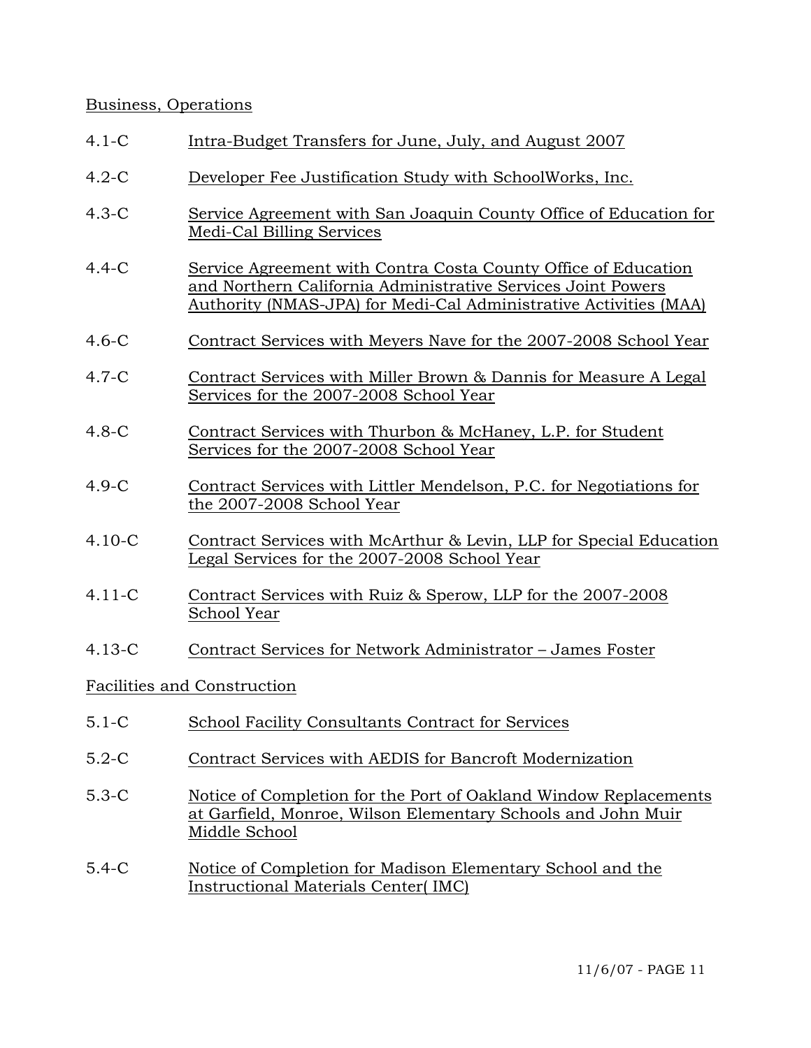Business, Operations

4.1-C Intra-Budget Transfers for June, July, and August 2007

4.2-C Developer Fee Justification Study with SchoolWorks, Inc.

4.3-C Service Agreement with San Joaquin County Office of Education for Medi-Cal Billing Services

4.4-C Service Agreement with Contra Costa County Office of Education and Northern California Administrative Services Joint Powers Authority (NMAS-JPA) for Medi-Cal Administrative Activities (MAA)

4.6-C Contract Services with Meyers Nave for the 2007-2008 School Year

4.7-C Contract Services with Miller Brown & Dannis for Measure A Legal Services for the 2007-2008 School Year

4.8-C Contract Services with Thurbon & McHaney, L.P. for Student Services for the 2007-2008 School Year

4.9-C Contract Services with Littler Mendelson, P.C. for Negotiations for the 2007-2008 School Year

4.10-C Contract Services with McArthur & Levin, LLP for Special Education Legal Services for the 2007-2008 School Year

4.11-C Contract Services with Ruiz & Sperow, LLP for the 2007-2008 School Year

4.13-C Contract Services for Network Administrator – James Foster

Facilities and Construction

5.1-C School Facility Consultants Contract for Services

5.2-C Contract Services with AEDIS for Bancroft Modernization

5.3-C Notice of Completion for the Port of Oakland Window Replacements at Garfield, Monroe, Wilson Elementary Schools and John Muir Middle School

5.4-C Notice of Completion for Madison Elementary School and the Instructional Materials Center( IMC)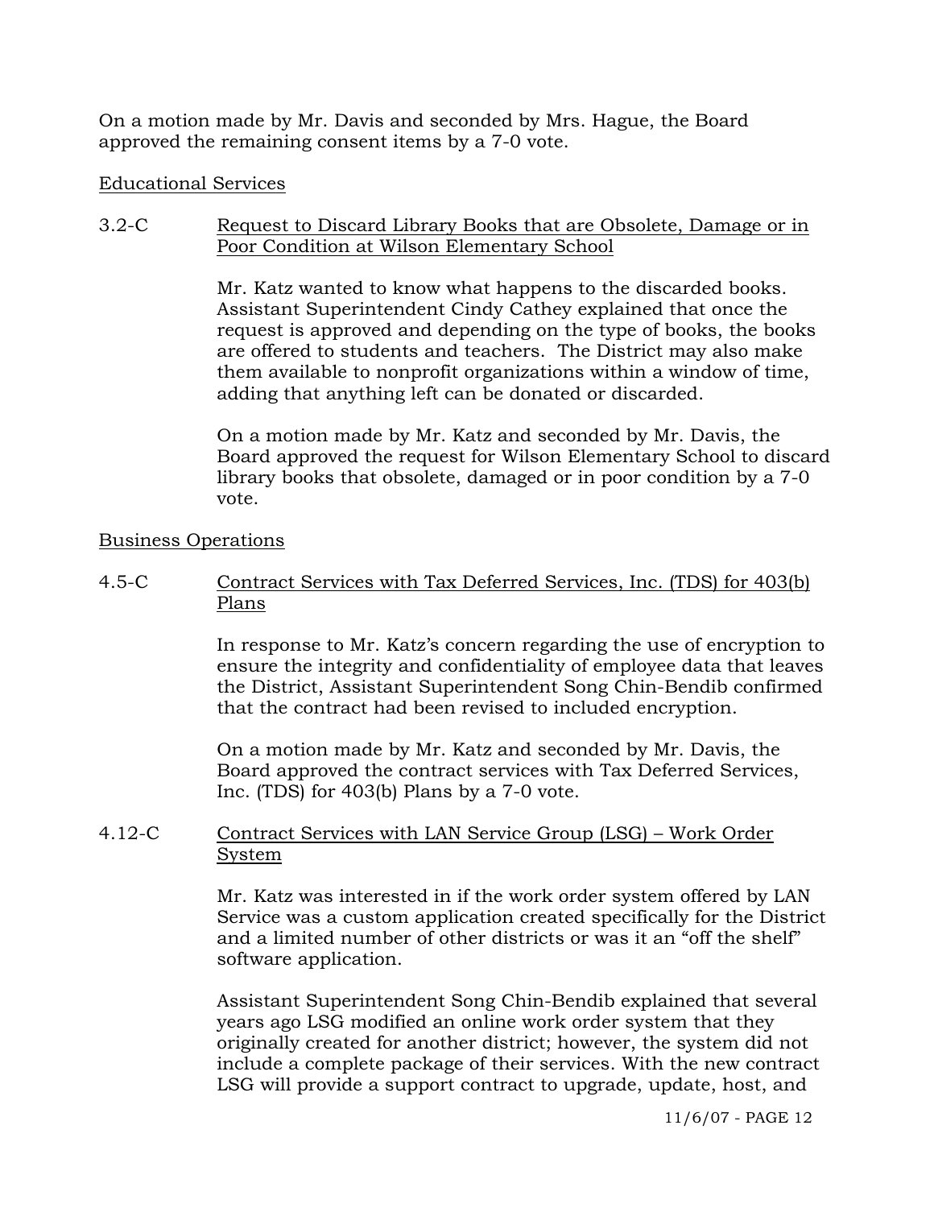On a motion made by Mr. Davis and seconded by Mrs. Hague, the Board approved the remaining consent items by a 7-0 vote.

Educational Services

3.2-C Request to Discard Library Books that are Obsolete, Damage or in Poor Condition at Wilson Elementary School

Mr. Katz wanted to know what happens to the discarded books. Assistant Superintendent Cindy Cathey explained that once the request is approved and depending on the type of books, the books are offered to students and teachers. The District may also make them available to nonprofit organizations within a window of time, adding that anything left can be donated or discarded.

On a motion made by Mr. Katz and seconded by Mr. Davis, the Board approved the request for Wilson Elementary School to discard library books that obsolete, damaged or in poor condition by a 7-0 vote.

Business Operations

4.5-C Contract Services with Tax Deferred Services, Inc. (TDS) for 403(b) Plans

In response to Mr. Katz's concern regarding the use of encryption to ensure the integrity and confidentiality of employee data that leaves the District, Assistant Superintendent Song Chin-Bendib confirmed that the contract had been revised to included encryption.

On a motion made by Mr. Katz and seconded by Mr. Davis, the Board approved the contract services with Tax Deferred Services, Inc. (TDS) for 403(b) Plans by a 7-0 vote.

4.12-C Contract Services with LAN Service Group (LSG) – Work Order System

Mr. Katz was interested in if the work order system offered by LAN Service was a custom application created specifically for the District and a limited number of other districts or was it an "off the shelf" software application.

Assistant Superintendent Song Chin-Bendib explained that several years ago LSG modified an online work order system that they originally created for another district; however, the system did not include a complete package of their services. With the new contract LSG will provide a support contract to upgrade, update, host, and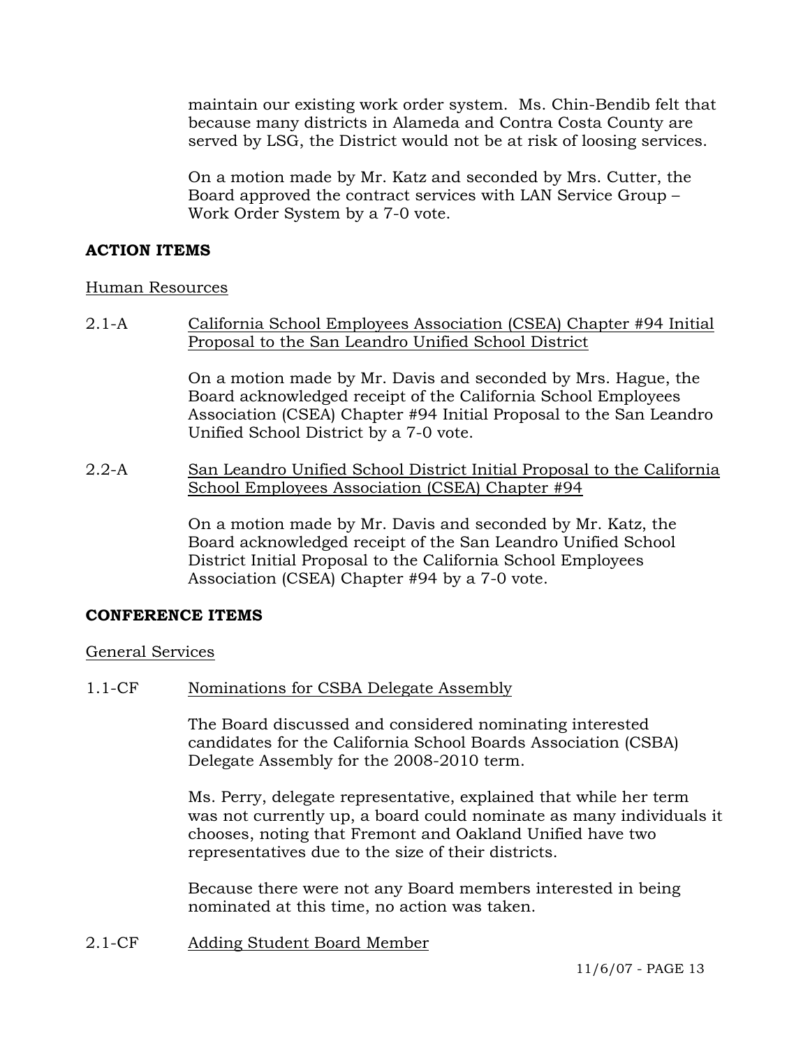maintain our existing work order system. Ms. Chin-Bendib felt that because many districts in Alameda and Contra Costa County are served by LSG, the District would not be at risk of loosing services.

On a motion made by Mr. Katz and seconded by Mrs. Cutter, the Board approved the contract services with LAN Service Group – Work Order System by a 7-0 vote.

**ACTION ITEMS**

Human Resources

2.1-A California School Employees Association (CSEA) Chapter #94 Initial Proposal to the San Leandro Unified School District

On a motion made by Mr. Davis and seconded by Mrs. Hague, the Board acknowledged receipt of the California School Employees Association (CSEA) Chapter #94 Initial Proposal to the San Leandro Unified School District by a 7-0 vote.

2.2-A San Leandro Unified School District Initial Proposal to the California School Employees Association (CSEA) Chapter #94

On a motion made by Mr. Davis and seconded by Mr. Katz, the Board acknowledged receipt of the San Leandro Unified School District Initial Proposal to the California School Employees Association (CSEA) Chapter #94 by a 7-0 vote.

**CONFERENCE ITEMS**

General Services

1.1-CF Nominations for CSBA Delegate Assembly

The Board discussed and considered nominating interested candidates for the California School Boards Association (CSBA) Delegate Assembly for the 2008-2010 term.

Ms. Perry, delegate representative, explained that while her term was not currently up, a board could nominate as many individuals it chooses, noting that Fremont and Oakland Unified have two representatives due to the size of their districts.

Because there were not any Board members interested in being nominated at this time, no action was taken.

2.1-CF Adding Student Board Member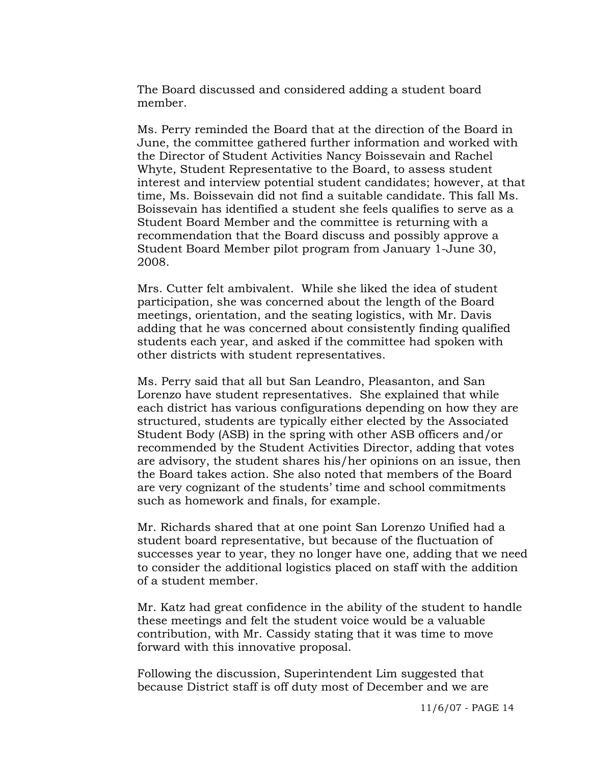The Board discussed and considered adding a student board member.

Ms. Perry reminded the Board that at the direction of the Board in June, the committee gathered further information and worked with the Director of Student Activities Nancy Boissevain and Rachel Whyte, Student Representative to the Board, to assess student interest and interview potential student candidates; however, at that time, Ms. Boissevain did not find a suitable candidate. This fall Ms. Boissevain has identified a student she feels qualifies to serve as a Student Board Member and the committee is returning with a recommendation that the Board discuss and possibly approve a Student Board Member pilot program from January 1-June 30, 2008.

Mrs. Cutter felt ambivalent. While she liked the idea of student participation, she was concerned about the length of the Board meetings, orientation, and the seating logistics, with Mr. Davis adding that he was concerned about consistently finding qualified students each year, and asked if the committee had spoken with other districts with student representatives.

Ms. Perry said that all but San Leandro, Pleasanton, and San Lorenzo have student representatives. She explained that while each district has various configurations depending on how they are structured, students are typically either elected by the Associated Student Body (ASB) in the spring with other ASB officers and/or recommended by the Student Activities Director, adding that votes are advisory, the student shares his/her opinions on an issue, then the Board takes action. She also noted that members of the Board are very cognizant of the students' time and school commitments such as homework and finals, for example.

Mr. Richards shared that at one point San Lorenzo Unified had a student board representative, but because of the fluctuation of successes year to year, they no longer have one, adding that we need to consider the additional logistics placed on staff with the addition of a student member.

Mr. Katz had great confidence in the ability of the student to handle these meetings and felt the student voice would be a valuable contribution, with Mr. Cassidy stating that it was time to move forward with this innovative proposal.

Following the discussion, Superintendent Lim suggested that because District staff is off duty most of December and we are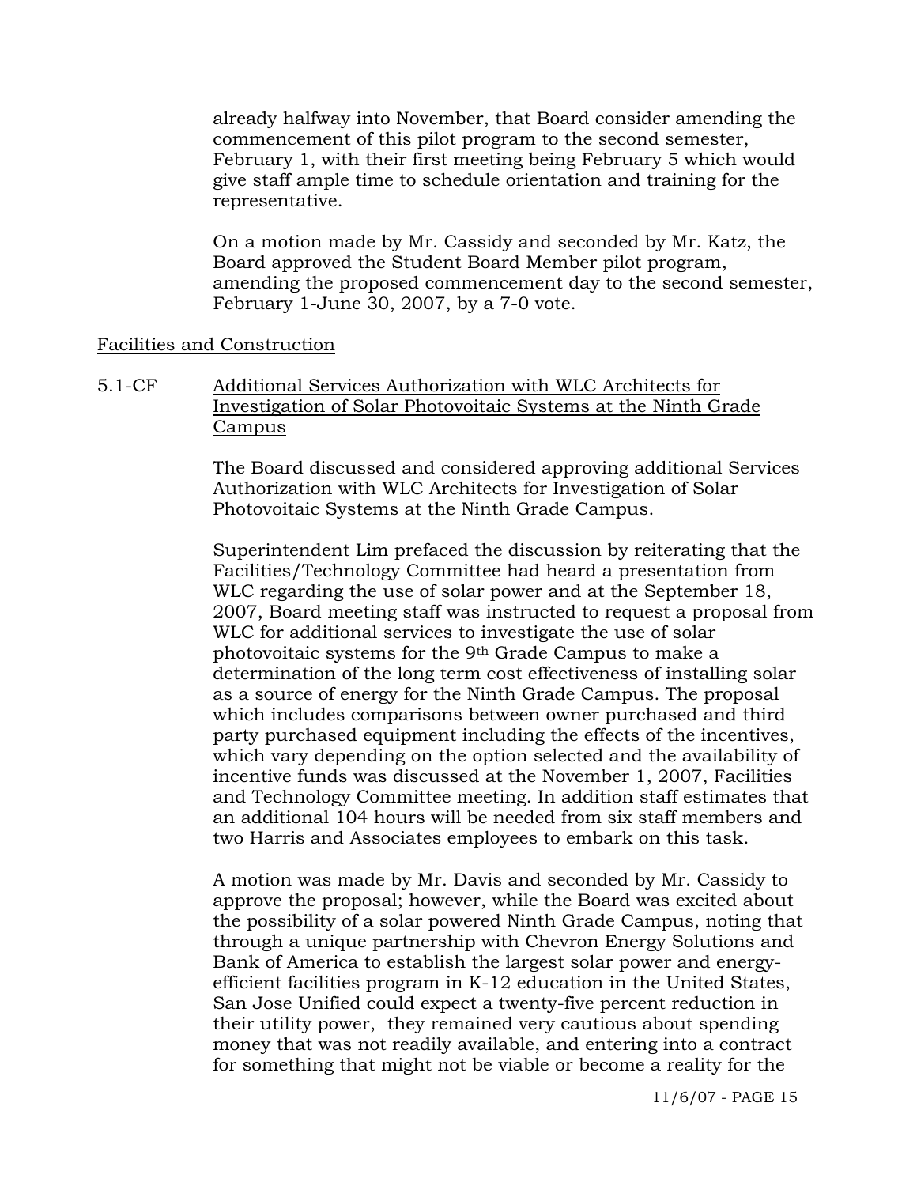already halfway into November, that Board consider amending the commencement of this pilot program to the second semester, February 1, with their first meeting being February 5 which would give staff ample time to schedule orientation and training for the representative.

On a motion made by Mr. Cassidy and seconded by Mr. Katz, the Board approved the Student Board Member pilot program, amending the proposed commencement day to the second semester, February 1-June 30, 2007, by a 7-0 vote.

Facilities and Construction

5.1-CF Additional Services Authorization with WLC Architects for Investigation of Solar Photovoitaic Systems at the Ninth Grade Campus

The Board discussed and considered approving additional Services Authorization with WLC Architects for Investigation of Solar Photovoitaic Systems at the Ninth Grade Campus.

Superintendent Lim prefaced the discussion by reiterating that the Facilities/Technology Committee had heard a presentation from WLC regarding the use of solar power and at the September 18, 2007, Board meeting staff was instructed to request a proposal from WLC for additional services to investigate the use of solar photovoitaic systems for the 9th Grade Campus to make a determination of the long term cost effectiveness of installing solar as a source of energy for the Ninth Grade Campus. The proposal which includes comparisons between owner purchased and third party purchased equipment including the effects of the incentives, which vary depending on the option selected and the availability of incentive funds was discussed at the November 1, 2007, Facilities and Technology Committee meeting. In addition staff estimates that an additional 104 hours will be needed from six staff members and two Harris and Associates employees to embark on this task.

A motion was made by Mr. Davis and seconded by Mr. Cassidy to approve the proposal; however, while the Board was excited about the possibility of a solar powered Ninth Grade Campus, noting that through a unique partnership with Chevron Energy Solutions and Bank of America to establish the largest solar power and energy-efficient facilities program in K-12 education in the United States, San Jose Unified could expect a twenty-five percent reduction in their utility power, they remained very cautious about spending money that was not readily available, and entering into a contract for something that might not be viable or become a reality for the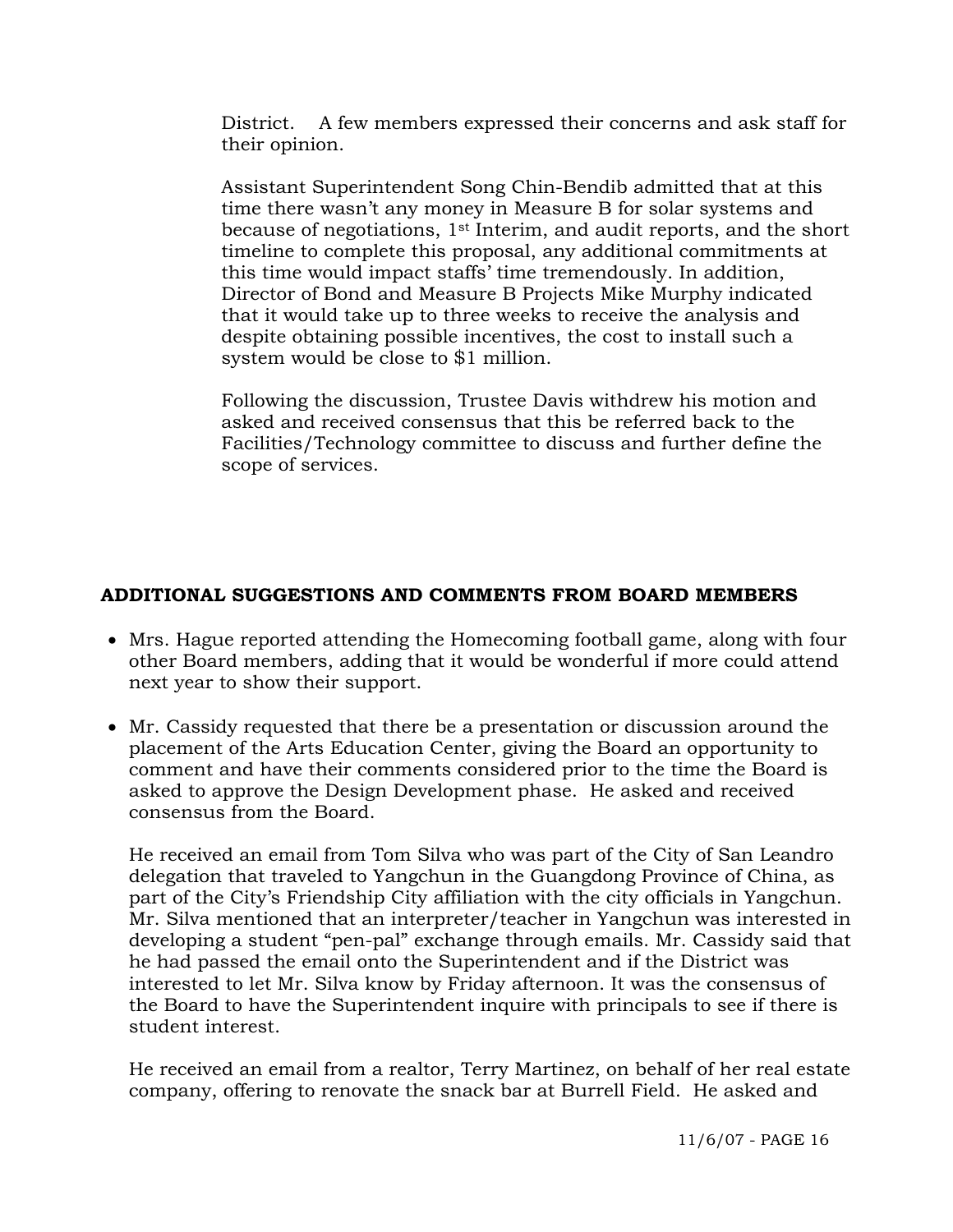District. A few members expressed their concerns and ask staff for their opinion.

Assistant Superintendent Song Chin-Bendib admitted that at this time there wasn't any money in Measure B for solar systems and because of negotiations, 1st Interim, and audit reports, and the short timeline to complete this proposal, any additional commitments at this time would impact staffs' time tremendously. In addition, Director of Bond and Measure B Projects Mike Murphy indicated that it would take up to three weeks to receive the analysis and despite obtaining possible incentives, the cost to install such a system would be close to $1 million.

Following the discussion, Trustee Davis withdrew his motion and asked and received consensus that this be referred back to the Facilities/Technology committee to discuss and further define the scope of services.

## ADDITIONAL SUGGESTIONS AND COMMENTS FROM BOARD MEMBERS

- Mrs. Hague reported attending the Homecoming football game, along with four other Board members, adding that it would be wonderful if more could attend next year to show their support.

- Mr. Cassidy requested that there be a presentation or discussion around the placement of the Arts Education Center, giving the Board an opportunity to comment and have their comments considered prior to the time the Board is asked to approve the Design Development phase. He asked and received consensus from the Board.

  He received an email from Tom Silva who was part of the City of San Leandro delegation that traveled to Yangchun in the Guangdong Province of China, as part of the City's Friendship City affiliation with the city officials in Yangchun. Mr. Silva mentioned that an interpreter/teacher in Yangchun was interested in developing a student "pen-pal" exchange through emails. Mr. Cassidy said that he had passed the email onto the Superintendent and if the District was interested to let Mr. Silva know by Friday afternoon. It was the consensus of the Board to have the Superintendent inquire with principals to see if there is student interest.

  He received an email from a realtor, Terry Martinez, on behalf of her real estate company, offering to renovate the snack bar at Burrell Field. He asked and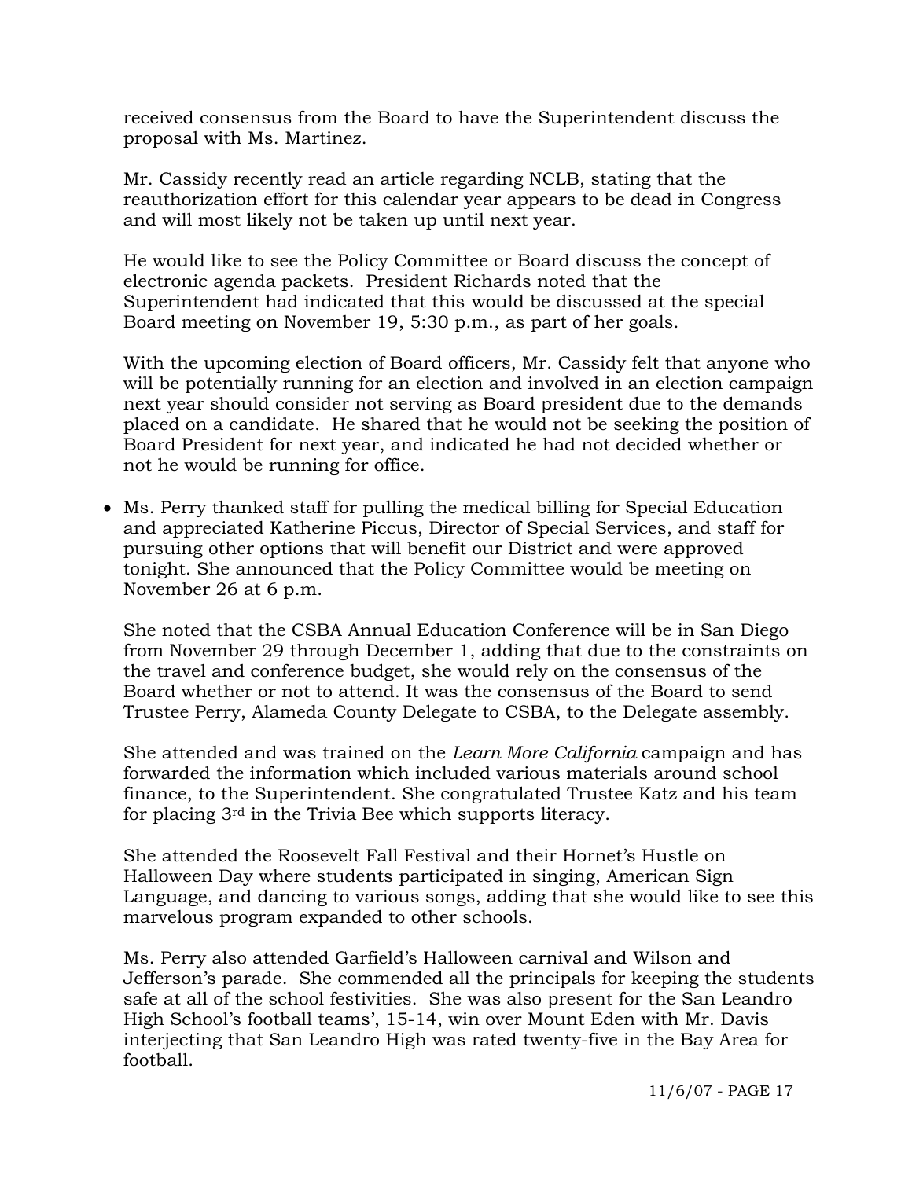received consensus from the Board to have the Superintendent discuss the proposal with Ms. Martinez.

Mr. Cassidy recently read an article regarding NCLB, stating that the reauthorization effort for this calendar year appears to be dead in Congress and will most likely not be taken up until next year.

He would like to see the Policy Committee or Board discuss the concept of electronic agenda packets. President Richards noted that the Superintendent had indicated that this would be discussed at the special Board meeting on November 19, 5:30 p.m., as part of her goals.

With the upcoming election of Board officers, Mr. Cassidy felt that anyone who will be potentially running for an election and involved in an election campaign next year should consider not serving as Board president due to the demands placed on a candidate. He shared that he would not be seeking the position of Board President for next year, and indicated he had not decided whether or not he would be running for office.

- Ms. Perry thanked staff for pulling the medical billing for Special Education and appreciated Katherine Piccus, Director of Special Services, and staff for pursuing other options that will benefit our District and were approved tonight. She announced that the Policy Committee would be meeting on November 26 at 6 p.m.

  She noted that the CSBA Annual Education Conference will be in San Diego from November 29 through December 1, adding that due to the constraints on the travel and conference budget, she would rely on the consensus of the Board whether or not to attend. It was the consensus of the Board to send Trustee Perry, Alameda County Delegate to CSBA, to the Delegate assembly.

  She attended and was trained on the *Learn More California* campaign and has forwarded the information which included various materials around school finance, to the Superintendent. She congratulated Trustee Katz and his team for placing 3rd in the Trivia Bee which supports literacy.

  She attended the Roosevelt Fall Festival and their Hornet's Hustle on Halloween Day where students participated in singing, American Sign Language, and dancing to various songs, adding that she would like to see this marvelous program expanded to other schools.

  Ms. Perry also attended Garfield's Halloween carnival and Wilson and Jefferson's parade. She commended all the principals for keeping the students safe at all of the school festivities. She was also present for the San Leandro High School's football teams', 15-14, win over Mount Eden with Mr. Davis interjecting that San Leandro High was rated twenty-five in the Bay Area for football.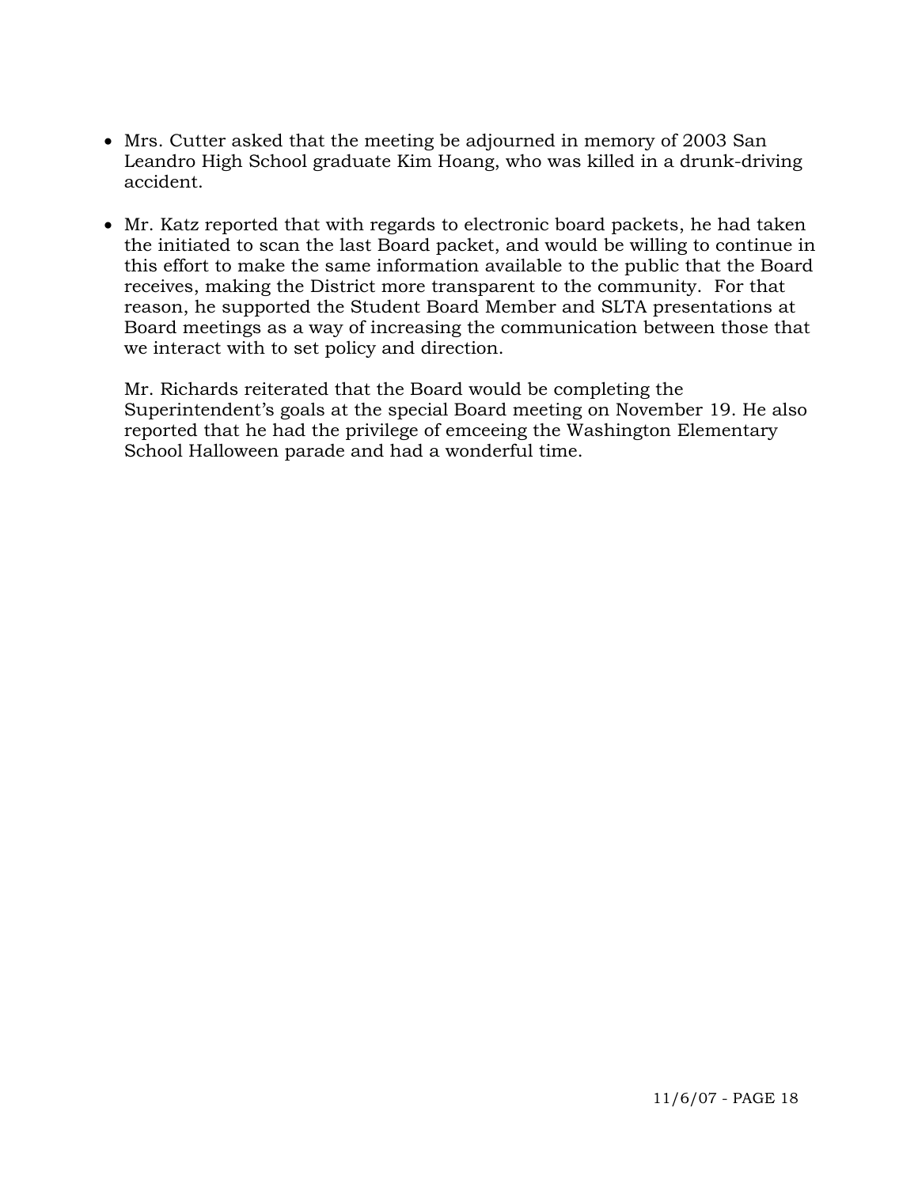- Mrs. Cutter asked that the meeting be adjourned in memory of 2003 San Leandro High School graduate Kim Hoang, who was killed in a drunk-driving accident.

- Mr. Katz reported that with regards to electronic board packets, he had taken the initiated to scan the last Board packet, and would be willing to continue in this effort to make the same information available to the public that the Board receives, making the District more transparent to the community. For that reason, he supported the Student Board Member and SLTA presentations at Board meetings as a way of increasing the communication between those that we interact with to set policy and direction.

  Mr. Richards reiterated that the Board would be completing the Superintendent's goals at the special Board meeting on November 19. He also reported that he had the privilege of emceeing the Washington Elementary School Halloween parade and had a wonderful time.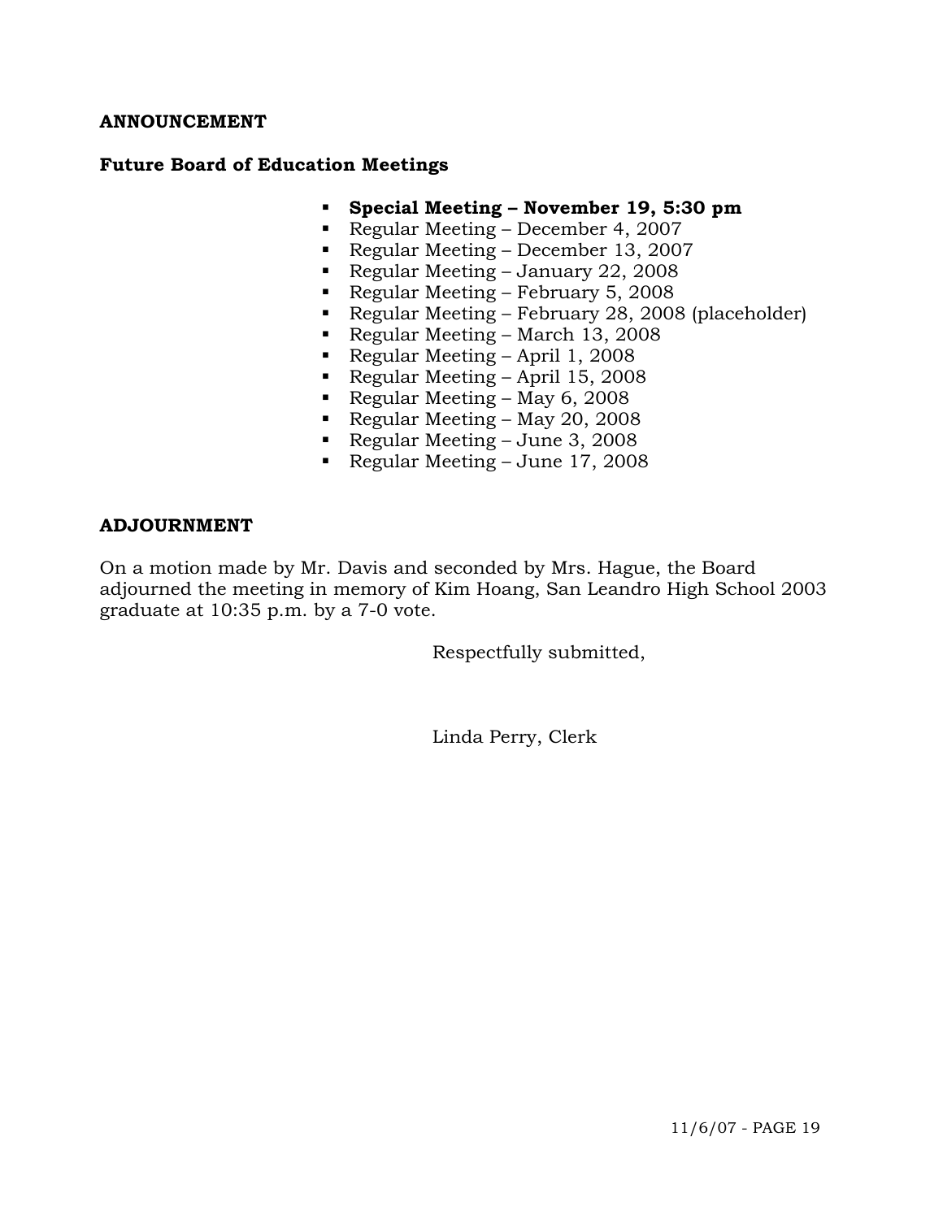**ANNOUNCEMENT**

**Future Board of Education Meetings**

- **Special Meeting – November 19, 5:30 pm**
- Regular Meeting – December 4, 2007
- Regular Meeting – December 13, 2007
- Regular Meeting – January 22, 2008
- Regular Meeting – February 5, 2008
- Regular Meeting – February 28, 2008 (placeholder)
- Regular Meeting – March 13, 2008
- Regular Meeting – April 1, 2008
- Regular Meeting – April 15, 2008
- Regular Meeting – May 6, 2008
- Regular Meeting – May 20, 2008
- Regular Meeting – June 3, 2008
- Regular Meeting – June 17, 2008

**ADJOURNMENT**

On a motion made by Mr. Davis and seconded by Mrs. Hague, the Board adjourned the meeting in memory of Kim Hoang, San Leandro High School 2003 graduate at 10:35 p.m. by a 7-0 vote.

Respectfully submitted,

Linda Perry, Clerk